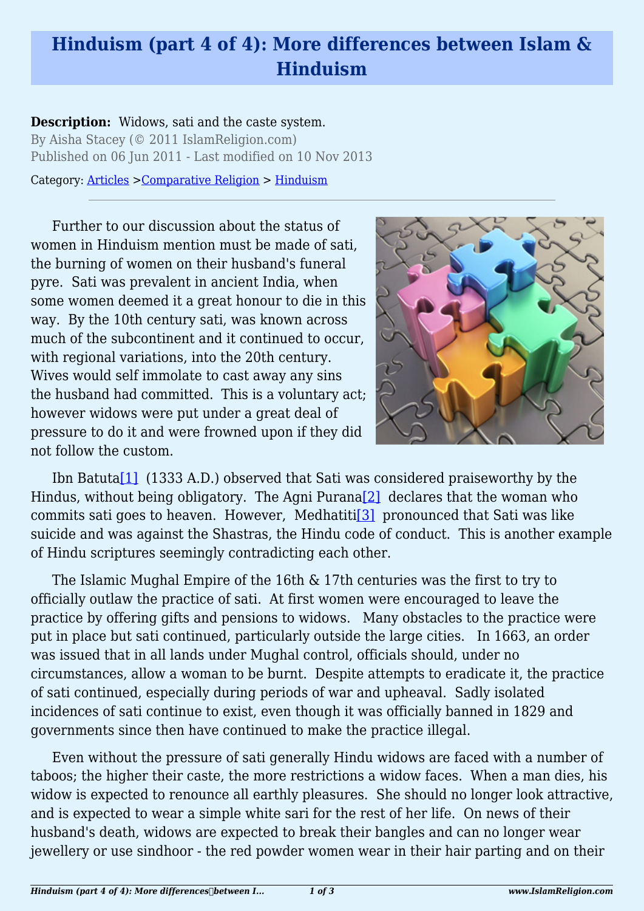# Hinduism (part 4 of 4): More differences between Islam & Hinduism

**Description:** Widows, sati and the caste system.

By Aisha Stacey (© 2011 IslamReligion.com)

Published on 06 Jun 2011 - Last modified on 10 Nov 2013

Category: Articles >Comparative Religion > Hinduism

Further to our discussion about the status of women in Hinduism mention must be made of sati, the burning of women on their husband's funeral pyre. Sati was prevalent in ancient India, when some women deemed it a great honour to die in this way. By the 10th century sati, was known across much of the subcontinent and it continued to occur, with regional variations, into the 20th century. Wives would self immolate to cast away any sins the husband had committed. This is a voluntary act; however widows were put under a great deal of pressure to do it and were frowned upon if they did not follow the custom.

Ibn Batuta[1] (1333 A.D.) observed that Sati was considered praiseworthy by the Hindus, without being obligatory. The Agni Purana[2] declares that the woman who commits sati goes to heaven. However, Medhatiti[3] pronounced that Sati was like suicide and was against the Shastras, the Hindu code of conduct. This is another example of Hindu scriptures seemingly contradicting each other.

The Islamic Mughal Empire of the 16th & 17th centuries was the first to try to officially outlaw the practice of sati. At first women were encouraged to leave the practice by offering gifts and pensions to widows. Many obstacles to the practice were put in place but sati continued, particularly outside the large cities. In 1663, an order was issued that in all lands under Mughal control, officials should, under no circumstances, allow a woman to be burnt. Despite attempts to eradicate it, the practice of sati continued, especially during periods of war and upheaval. Sadly isolated incidences of sati continue to exist, even though it was officially banned in 1829 and governments since then have continued to make the practice illegal.

Even without the pressure of sati generally Hindu widows are faced with a number of taboos; the higher their caste, the more restrictions a widow faces. When a man dies, his widow is expected to renounce all earthly pleasures. She should no longer look attractive, and is expected to wear a simple white sari for the rest of her life. On news of their husband's death, widows are expected to break their bangles and can no longer wear jewellery or use sindhoor - the red powder women wear in their hair parting and on their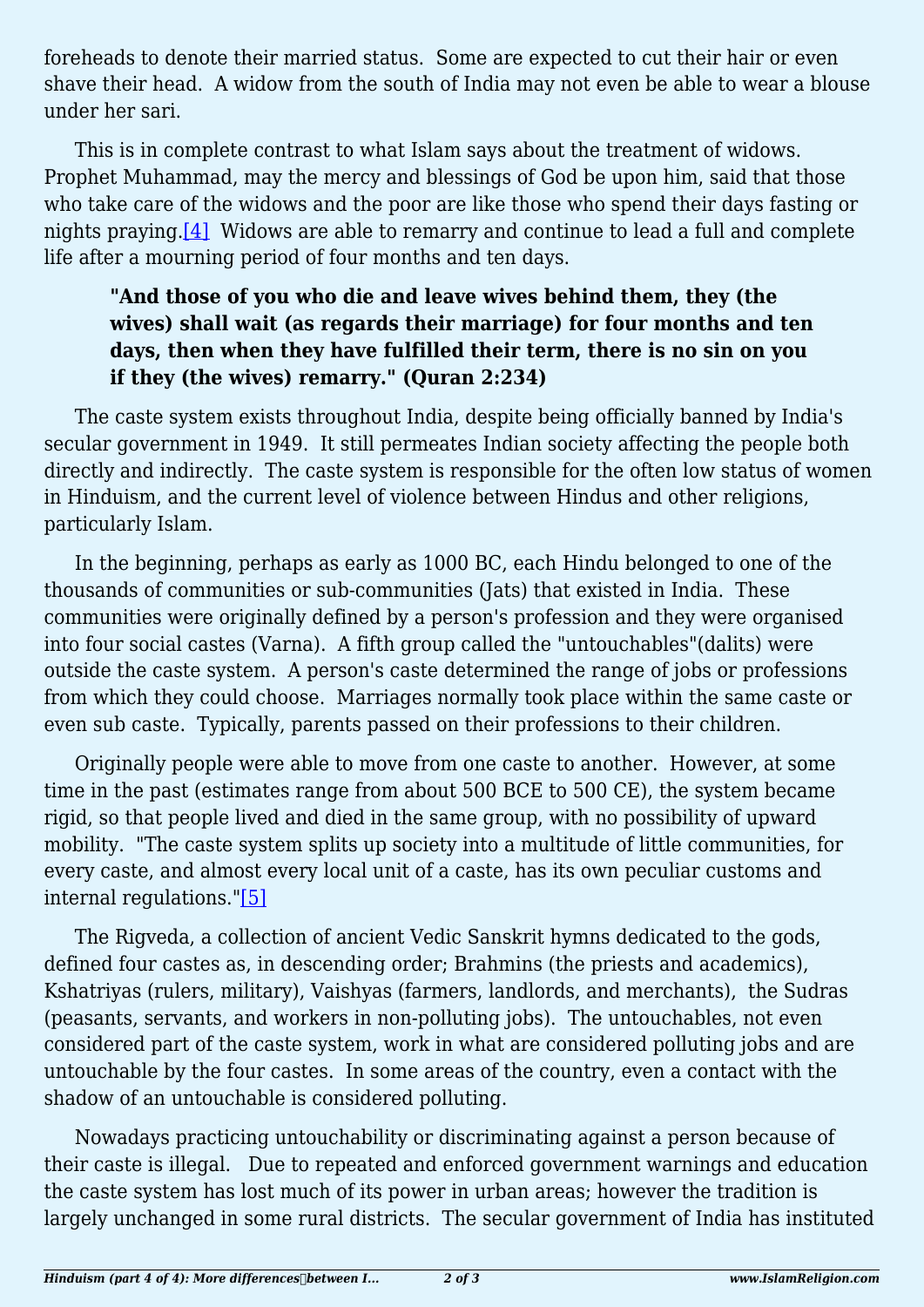foreheads to denote their married status. Some are expected to cut their hair or even shave their head. A widow from the south of India may not even be able to wear a blouse under her sari.

This is in complete contrast to what Islam says about the treatment of widows. Prophet Muhammad, may the mercy and blessings of God be upon him, said that those who take care of the widows and the poor are like those who spend their days fasting or nights praying.[4] Widows are able to remarry and continue to lead a full and complete life after a mourning period of four months and ten days.

> **"And those of you who die and leave wives behind them, they (the wives) shall wait (as regards their marriage) for four months and ten days, then when they have fulfilled their term, there is no sin on you if they (the wives) remarry." (Quran 2:234)**

The caste system exists throughout India, despite being officially banned by India's secular government in 1949. It still permeates Indian society affecting the people both directly and indirectly. The caste system is responsible for the often low status of women in Hinduism, and the current level of violence between Hindus and other religions, particularly Islam.

In the beginning, perhaps as early as 1000 BC, each Hindu belonged to one of the thousands of communities or sub-communities (Jats) that existed in India. These communities were originally defined by a person's profession and they were organised into four social castes (Varna). A fifth group called the "untouchables"(dalits) were outside the caste system. A person's caste determined the range of jobs or professions from which they could choose. Marriages normally took place within the same caste or even sub caste. Typically, parents passed on their professions to their children.

Originally people were able to move from one caste to another. However, at some time in the past (estimates range from about 500 BCE to 500 CE), the system became rigid, so that people lived and died in the same group, with no possibility of upward mobility. "The caste system splits up society into a multitude of little communities, for every caste, and almost every local unit of a caste, has its own peculiar customs and internal regulations."[5]

The Rigveda, a collection of ancient Vedic Sanskrit hymns dedicated to the gods, defined four castes as, in descending order; Brahmins (the priests and academics), Kshatriyas (rulers, military), Vaishyas (farmers, landlords, and merchants), the Sudras (peasants, servants, and workers in non-polluting jobs). The untouchables, not even considered part of the caste system, work in what are considered polluting jobs and are untouchable by the four castes. In some areas of the country, even a contact with the shadow of an untouchable is considered polluting.

Nowadays practicing untouchability or discriminating against a person because of their caste is illegal. Due to repeated and enforced government warnings and education the caste system has lost much of its power in urban areas; however the tradition is largely unchanged in some rural districts. The secular government of India has instituted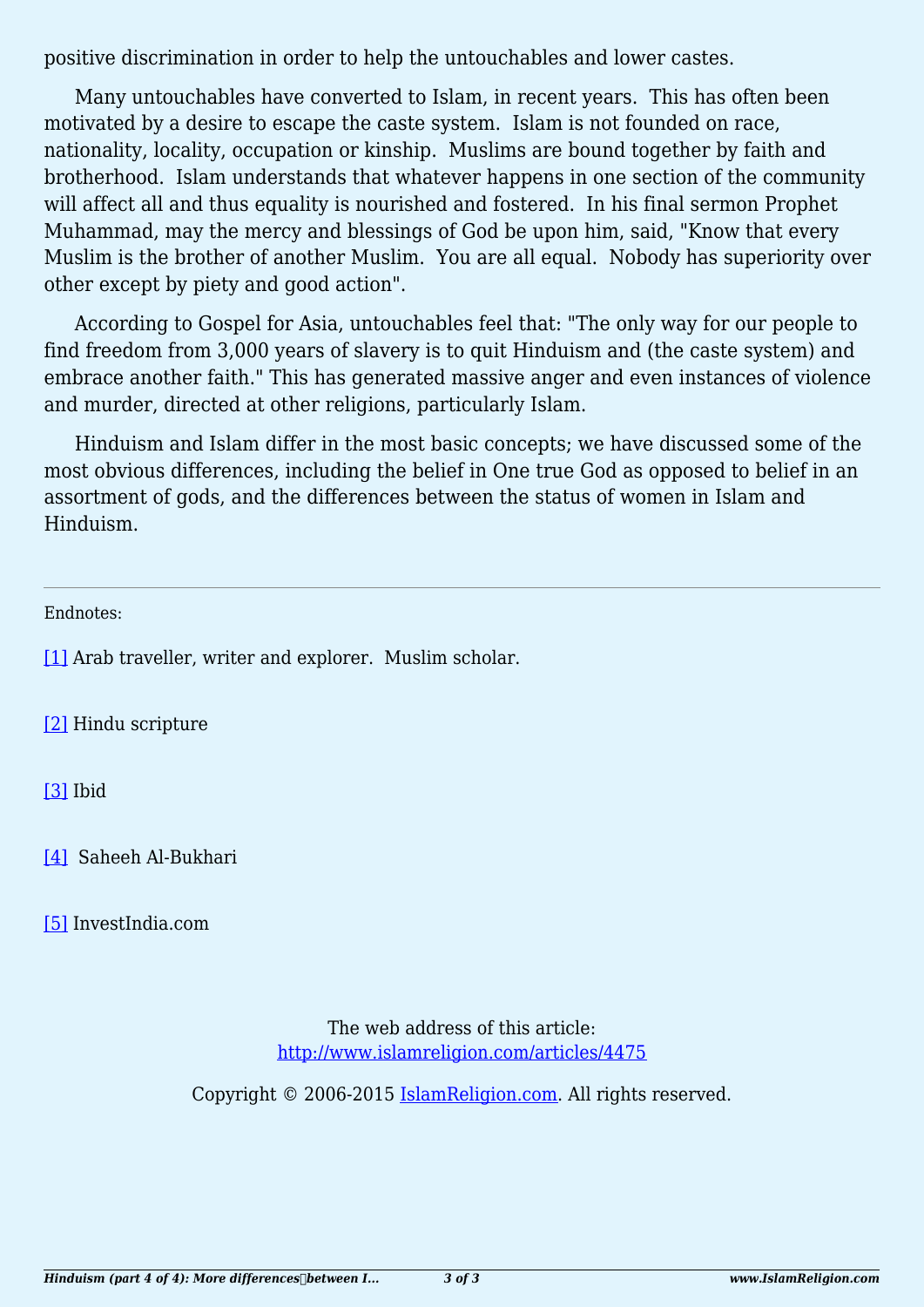positive discrimination in order to help the untouchables and lower castes.

Many untouchables have converted to Islam, in recent years. This has often been motivated by a desire to escape the caste system. Islam is not founded on race, nationality, locality, occupation or kinship. Muslims are bound together by faith and brotherhood. Islam understands that whatever happens in one section of the community will affect all and thus equality is nourished and fostered. In his final sermon Prophet Muhammad, may the mercy and blessings of God be upon him, said, "Know that every Muslim is the brother of another Muslim. You are all equal. Nobody has superiority over other except by piety and good action".

According to Gospel for Asia, untouchables feel that: "The only way for our people to find freedom from 3,000 years of slavery is to quit Hinduism and (the caste system) and embrace another faith." This has generated massive anger and even instances of violence and murder, directed at other religions, particularly Islam.

Hinduism and Islam differ in the most basic concepts; we have discussed some of the most obvious differences, including the belief in One true God as opposed to belief in an assortment of gods, and the differences between the status of women in Islam and Hinduism.

---

Endnotes:

[1] Arab traveller, writer and explorer. Muslim scholar.

[2] Hindu scripture

[3] Ibid

[4] Saheeh Al-Bukhari

[5] InvestIndia.com

The web address of this article:
http://www.islamreligion.com/articles/4475

Copyright © 2006-2015 IslamReligion.com. All rights reserved.